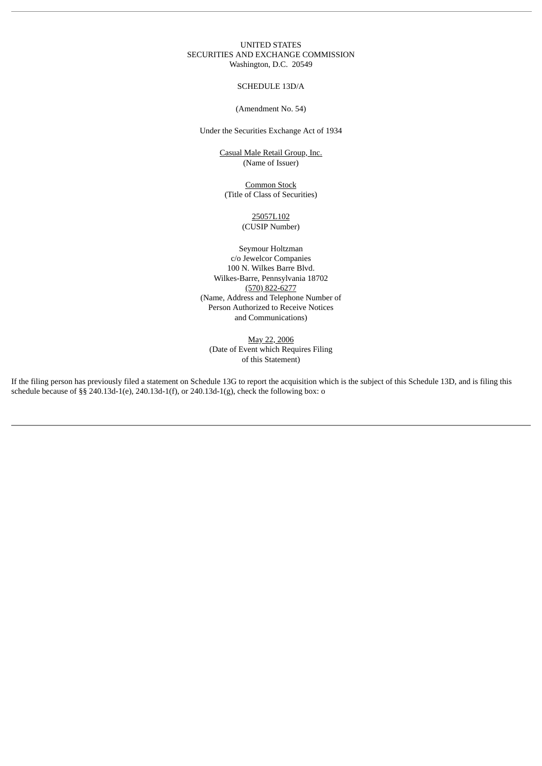UNITED STATES
SECURITIES AND EXCHANGE COMMISSION
Washington, D.C. 20549

SCHEDULE 13D/A

(Amendment No. 54)

Under the Securities Exchange Act of 1934

Casual Male Retail Group, Inc.
(Name of Issuer)

Common Stock
(Title of Class of Securities)

25057L102
(CUSIP Number)

Seymour Holtzman
c/o Jewelcor Companies
100 N. Wilkes Barre Blvd.
Wilkes-Barre, Pennsylvania 18702
(570) 822-6277
(Name, Address and Telephone Number of
Person Authorized to Receive Notices
and Communications)

May 22, 2006
(Date of Event which Requires Filing
of this Statement)

If the filing person has previously filed a statement on Schedule 13G to report the acquisition which is the subject of this Schedule 13D, and is filing this schedule because of §§ 240.13d-1(e), 240.13d-1(f), or 240.13d-1(g), check the following box: o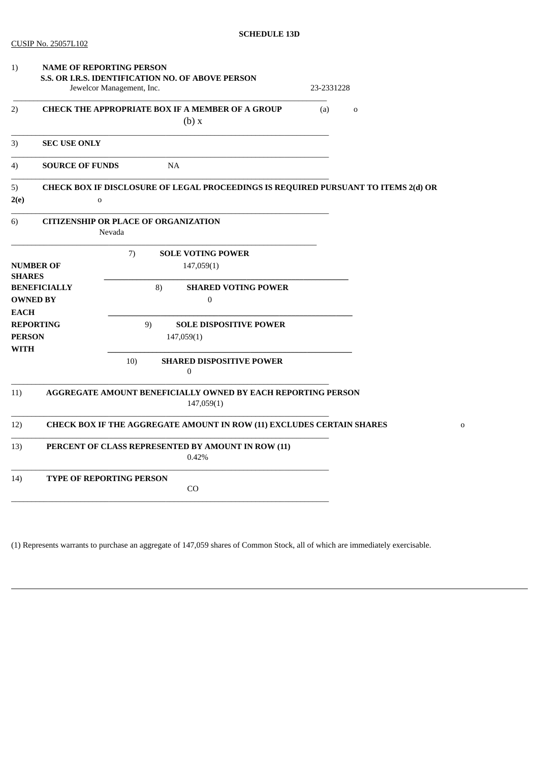**SCHEDULE 13D**

CUSIP No. 25057L102

| | | |
|---|---|---|
| 1) | **NAME OF REPORTING PERSON**<br>**S.S. OR I.R.S. IDENTIFICATION NO. OF ABOVE PERSON**<br>Jewelcor Management, Inc. 23-2331228 | |
| 2) | **CHECK THE APPROPRIATE BOX IF A MEMBER OF A GROUP** | (a) o<br>(b) x |
| 3) | **SEC USE ONLY** | |
| 4) | **SOURCE OF FUNDS** NA | |
| 5) | **CHECK BOX IF DISCLOSURE OF LEGAL PROCEEDINGS IS REQUIRED PURSUANT TO ITEMS 2(d) OR 2(e)** | o |
| 6) | **CITIZENSHIP OR PLACE OF ORGANIZATION**<br>Nevada | |

| | | |
|---|---|---|
| **NUMBER OF SHARES BENEFICIALLY OWNED BY EACH REPORTING PERSON WITH** | 7) **SOLE VOTING POWER** | 147,059(1) |
| | 8) **SHARED VOTING POWER** | 0 |
| | 9) **SOLE DISPOSITIVE POWER** | 147,059(1) |
| | 10) **SHARED DISPOSITIVE POWER** | 0 |

| | | |
|---|---|---|
| 11) | **AGGREGATE AMOUNT BENEFICIALLY OWNED BY EACH REPORTING PERSON**<br>147,059(1) | |
| 12) | **CHECK BOX IF THE AGGREGATE AMOUNT IN ROW (11) EXCLUDES CERTAIN SHARES** | o |
| 13) | **PERCENT OF CLASS REPRESENTED BY AMOUNT IN ROW (11)**<br>0.42% | |
| 14) | **TYPE OF REPORTING PERSON**<br>CO | |

(1) Represents warrants to purchase an aggregate of 147,059 shares of Common Stock, all of which are immediately exercisable.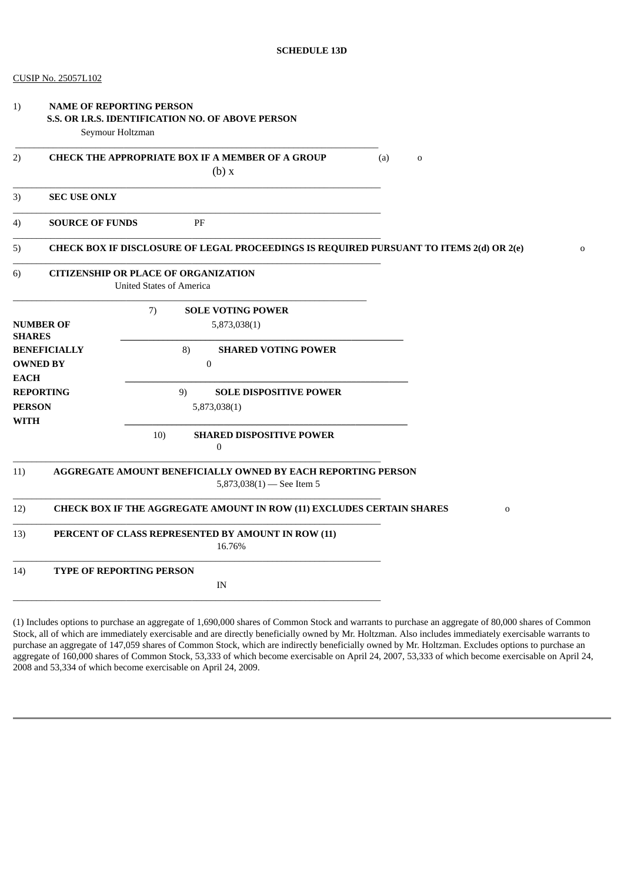**SCHEDULE 13D**

CUSIP No. 25057L102

| | | |
|---|---|---|
| 1) | **NAME OF REPORTING PERSON**<br>**S.S. OR I.R.S. IDENTIFICATION NO. OF ABOVE PERSON**<br>Seymour Holtzman | |
| 2) | **CHECK THE APPROPRIATE BOX IF A MEMBER OF A GROUP** | (a) o<br>(b) x |
| 3) | **SEC USE ONLY** | |
| 4) | **SOURCE OF FUNDS** PF | |
| 5) | **CHECK BOX IF DISCLOSURE OF LEGAL PROCEEDINGS IS REQUIRED PURSUANT TO ITEMS 2(d) OR 2(e)** | o |
| 6) | **CITIZENSHIP OR PLACE OF ORGANIZATION**<br>United States of America | |

| | | |
|---|---|---|
| **NUMBER OF SHARES BENEFICIALLY OWNED BY EACH REPORTING PERSON WITH** | 7) **SOLE VOTING POWER** | 5,873,038(1) |
| | 8) **SHARED VOTING POWER** | 0 |
| | 9) **SOLE DISPOSITIVE POWER** | 5,873,038(1) |
| | 10) **SHARED DISPOSITIVE POWER** | 0 |

| | | |
|---|---|---|
| 11) | **AGGREGATE AMOUNT BENEFICIALLY OWNED BY EACH REPORTING PERSON**<br>5,873,038(1) — See Item 5 | |
| 12) | **CHECK BOX IF THE AGGREGATE AMOUNT IN ROW (11) EXCLUDES CERTAIN SHARES** | o |
| 13) | **PERCENT OF CLASS REPRESENTED BY AMOUNT IN ROW (11)**<br>16.76% | |
| 14) | **TYPE OF REPORTING PERSON**<br>IN | |

(1) Includes options to purchase an aggregate of 1,690,000 shares of Common Stock and warrants to purchase an aggregate of 80,000 shares of Common Stock, all of which are immediately exercisable and are directly beneficially owned by Mr. Holtzman. Also includes immediately exercisable warrants to purchase an aggregate of 147,059 shares of Common Stock, which are indirectly beneficially owned by Mr. Holtzman. Excludes options to purchase an aggregate of 160,000 shares of Common Stock, 53,333 of which become exercisable on April 24, 2007, 53,333 of which become exercisable on April 24, 2008 and 53,334 of which become exercisable on April 24, 2009.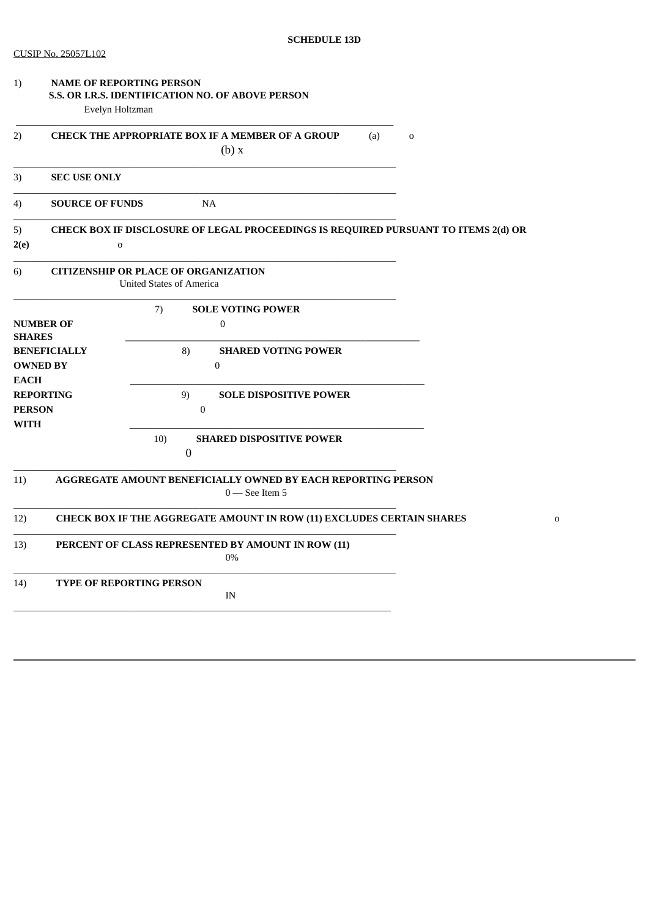**SCHEDULE 13D**

CUSIP No. 25057L102

| | | |
|---|---|---|
| 1) | **NAME OF REPORTING PERSON** **S.S. OR I.R.S. IDENTIFICATION NO. OF ABOVE PERSON** | Evelyn Holtzman |
| 2) | **CHECK THE APPROPRIATE BOX IF A MEMBER OF A GROUP** | (a) o (b) x |
| 3) | **SEC USE ONLY** | |
| 4) | **SOURCE OF FUNDS** | NA |
| 5) | **CHECK BOX IF DISCLOSURE OF LEGAL PROCEEDINGS IS REQUIRED PURSUANT TO ITEMS 2(d) OR 2(e)** | o |
| 6) | **CITIZENSHIP OR PLACE OF ORGANIZATION** | United States of America |

| **NUMBER OF SHARES BENEFICIALLY OWNED BY EACH REPORTING PERSON WITH** | | |
|---|---|---|
| | 7) **SOLE VOTING POWER** | 0 |
| | 8) **SHARED VOTING POWER** | 0 |
| | 9) **SOLE DISPOSITIVE POWER** | 0 |
| | 10) **SHARED DISPOSITIVE POWER** | 0 |

| | | |
|---|---|---|
| 11) | **AGGREGATE AMOUNT BENEFICIALLY OWNED BY EACH REPORTING PERSON** | 0 — See Item 5 |
| 12) | **CHECK BOX IF THE AGGREGATE AMOUNT IN ROW (11) EXCLUDES CERTAIN SHARES** | o |
| 13) | **PERCENT OF CLASS REPRESENTED BY AMOUNT IN ROW (11)** | 0% |
| 14) | **TYPE OF REPORTING PERSON** | IN |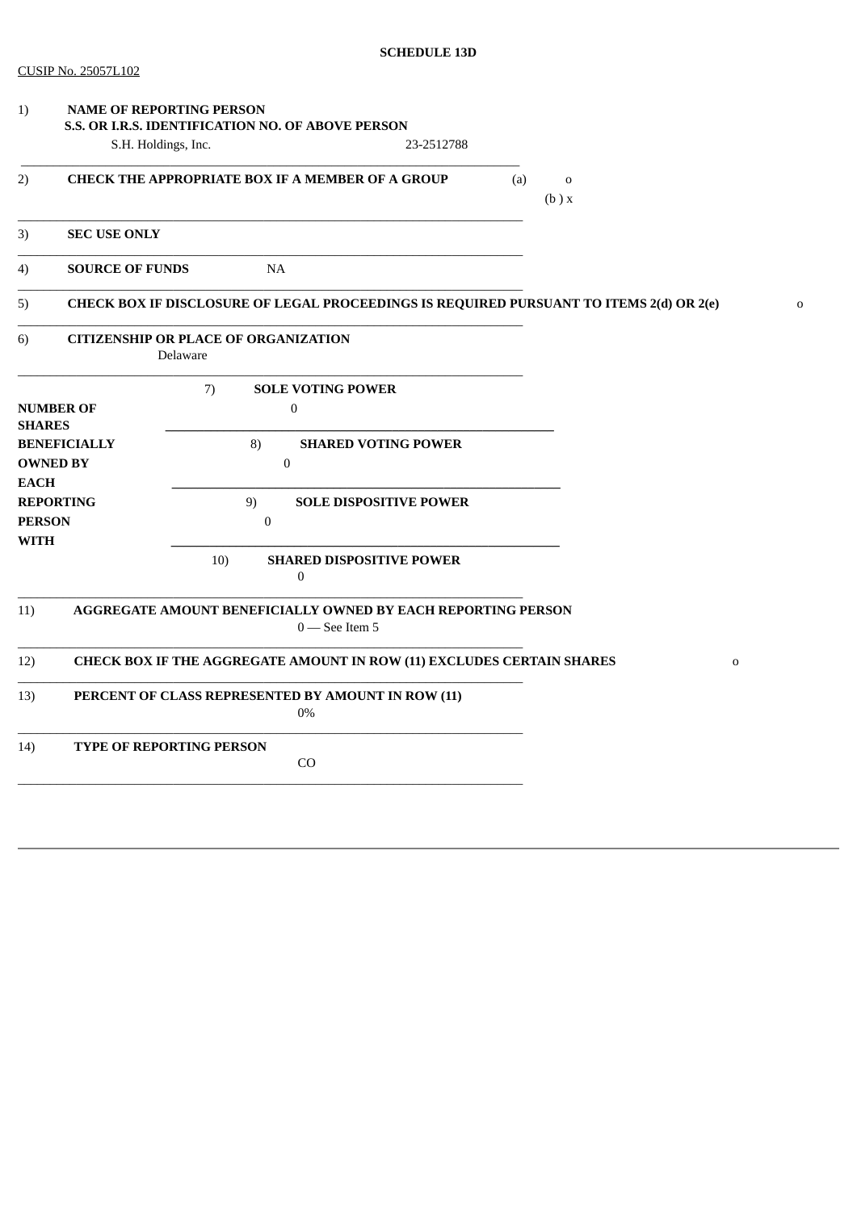**SCHEDULE 13D**

CUSIP No. 25057L102

| | | |
|---|---|---|
| 1) | **NAME OF REPORTING PERSON**<br>**S.S. OR I.R.S. IDENTIFICATION NO. OF ABOVE PERSON**<br>S.H. Holdings, Inc. 23-2512788 | |
| 2) | **CHECK THE APPROPRIATE BOX IF A MEMBER OF A GROUP** | (a) o<br>(b ) x |
| 3) | **SEC USE ONLY** | |
| 4) | **SOURCE OF FUNDS** NA | |
| 5) | **CHECK BOX IF DISCLOSURE OF LEGAL PROCEEDINGS IS REQUIRED PURSUANT TO ITEMS 2(d) OR 2(e)** | o |
| 6) | **CITIZENSHIP OR PLACE OF ORGANIZATION**<br>Delaware | |

| | | |
|---|---|---|
| **NUMBER OF SHARES BENEFICIALLY OWNED BY EACH REPORTING PERSON WITH** | 7) | **SOLE VOTING POWER**<br>0 |
| | 8) | **SHARED VOTING POWER**<br>0 |
| | 9) | **SOLE DISPOSITIVE POWER**<br>0 |
| | 10) | **SHARED DISPOSITIVE POWER**<br>0 |

| | | |
|---|---|---|
| 11) | **AGGREGATE AMOUNT BENEFICIALLY OWNED BY EACH REPORTING PERSON**<br>0 — See Item 5 | |
| 12) | **CHECK BOX IF THE AGGREGATE AMOUNT IN ROW (11) EXCLUDES CERTAIN SHARES** | o |
| 13) | **PERCENT OF CLASS REPRESENTED BY AMOUNT IN ROW (11)**<br>0% | |
| 14) | **TYPE OF REPORTING PERSON**<br>CO | |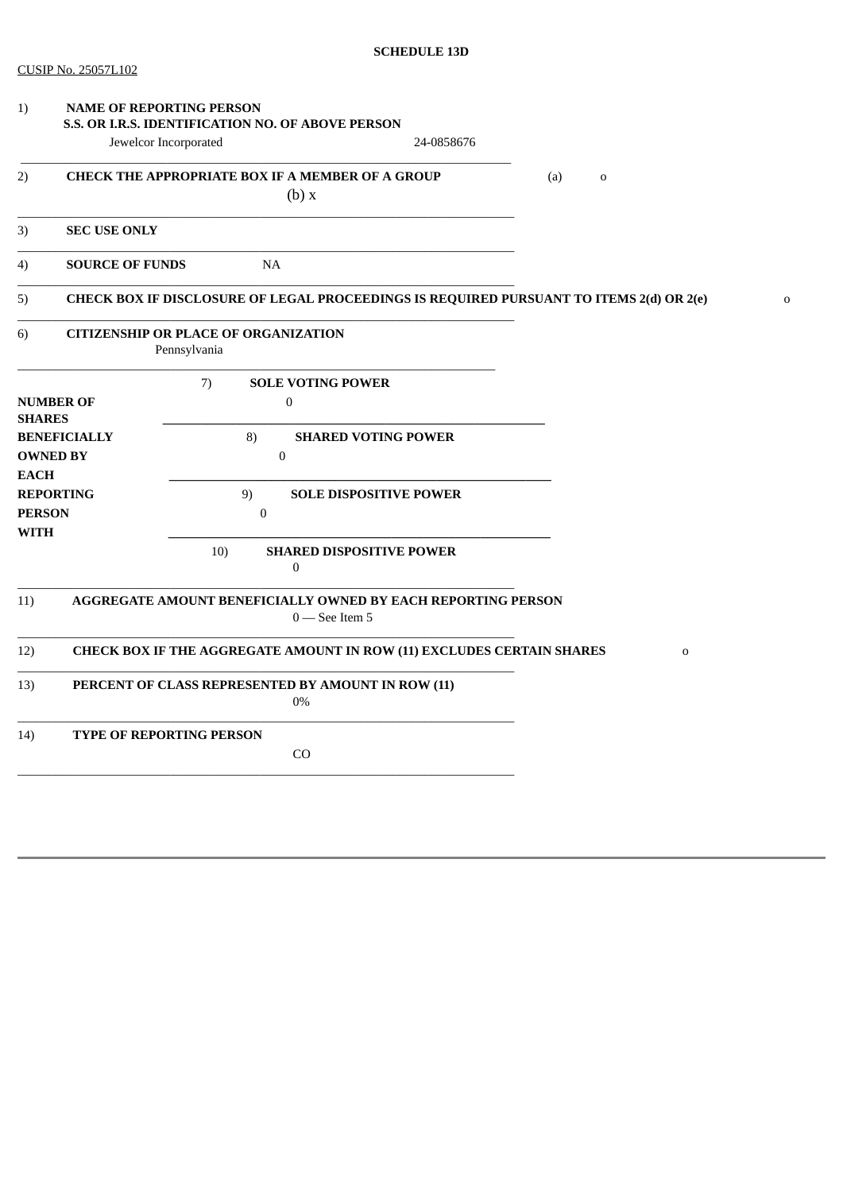**SCHEDULE 13D**

CUSIP No. 25057L102

| | | |
|---|---|---|
| 1) | **NAME OF REPORTING PERSON**<br>**S.S. OR I.R.S. IDENTIFICATION NO. OF ABOVE PERSON**<br>Jewelcor Incorporated 24-0858676 | |
| 2) | **CHECK THE APPROPRIATE BOX IF A MEMBER OF A GROUP** | (a) o<br>(b) x |
| 3) | **SEC USE ONLY** | |
| 4) | **SOURCE OF FUNDS** NA | |
| 5) | **CHECK BOX IF DISCLOSURE OF LEGAL PROCEEDINGS IS REQUIRED PURSUANT TO ITEMS 2(d) OR 2(e)** | o |
| 6) | **CITIZENSHIP OR PLACE OF ORGANIZATION**<br>Pennsylvania | |

| | | |
|---|---|---|
| **NUMBER OF SHARES BENEFICIALLY OWNED BY EACH REPORTING PERSON WITH** | 7) **SOLE VOTING POWER** | 0 |
| | 8) **SHARED VOTING POWER** | 0 |
| | 9) **SOLE DISPOSITIVE POWER** | 0 |
| | 10) **SHARED DISPOSITIVE POWER** | 0 |

| | | |
|---|---|---|
| 11) | **AGGREGATE AMOUNT BENEFICIALLY OWNED BY EACH REPORTING PERSON**<br>0 — See Item 5 | |
| 12) | **CHECK BOX IF THE AGGREGATE AMOUNT IN ROW (11) EXCLUDES CERTAIN SHARES** | o |
| 13) | **PERCENT OF CLASS REPRESENTED BY AMOUNT IN ROW (11)**<br>0% | |
| 14) | **TYPE OF REPORTING PERSON**<br>CO | |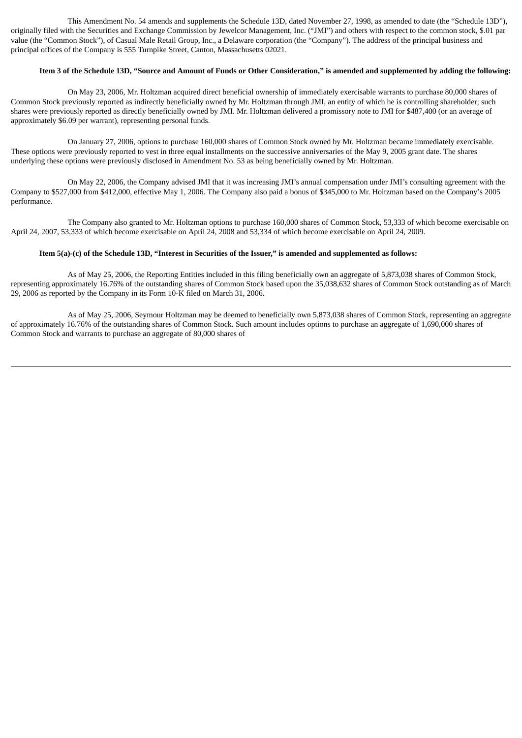This Amendment No. 54 amends and supplements the Schedule 13D, dated November 27, 1998, as amended to date (the "Schedule 13D"), originally filed with the Securities and Exchange Commission by Jewelcor Management, Inc. ("JMI") and others with respect to the common stock, $.01 par value (the "Common Stock"), of Casual Male Retail Group, Inc., a Delaware corporation (the "Company"). The address of the principal business and principal offices of the Company is 555 Turnpike Street, Canton, Massachusetts 02021.

**Item 3 of the Schedule 13D, "Source and Amount of Funds or Other Consideration," is amended and supplemented by adding the following:**

On May 23, 2006, Mr. Holtzman acquired direct beneficial ownership of immediately exercisable warrants to purchase 80,000 shares of Common Stock previously reported as indirectly beneficially owned by Mr. Holtzman through JMI, an entity of which he is controlling shareholder; such shares were previously reported as directly beneficially owned by JMI. Mr. Holtzman delivered a promissory note to JMI for $487,400 (or an average of approximately $6.09 per warrant), representing personal funds.

On January 27, 2006, options to purchase 160,000 shares of Common Stock owned by Mr. Holtzman became immediately exercisable. These options were previously reported to vest in three equal installments on the successive anniversaries of the May 9, 2005 grant date. The shares underlying these options were previously disclosed in Amendment No. 53 as being beneficially owned by Mr. Holtzman.

On May 22, 2006, the Company advised JMI that it was increasing JMI's annual compensation under JMI's consulting agreement with the Company to $527,000 from $412,000, effective May 1, 2006. The Company also paid a bonus of $345,000 to Mr. Holtzman based on the Company's 2005 performance.

The Company also granted to Mr. Holtzman options to purchase 160,000 shares of Common Stock, 53,333 of which become exercisable on April 24, 2007, 53,333 of which become exercisable on April 24, 2008 and 53,334 of which become exercisable on April 24, 2009.

**Item 5(a)-(c) of the Schedule 13D, "Interest in Securities of the Issuer," is amended and supplemented as follows:**

As of May 25, 2006, the Reporting Entities included in this filing beneficially own an aggregate of 5,873,038 shares of Common Stock, representing approximately 16.76% of the outstanding shares of Common Stock based upon the 35,038,632 shares of Common Stock outstanding as of March 29, 2006 as reported by the Company in its Form 10-K filed on March 31, 2006.

As of May 25, 2006, Seymour Holtzman may be deemed to beneficially own 5,873,038 shares of Common Stock, representing an aggregate of approximately 16.76% of the outstanding shares of Common Stock. Such amount includes options to purchase an aggregate of 1,690,000 shares of Common Stock and warrants to purchase an aggregate of 80,000 shares of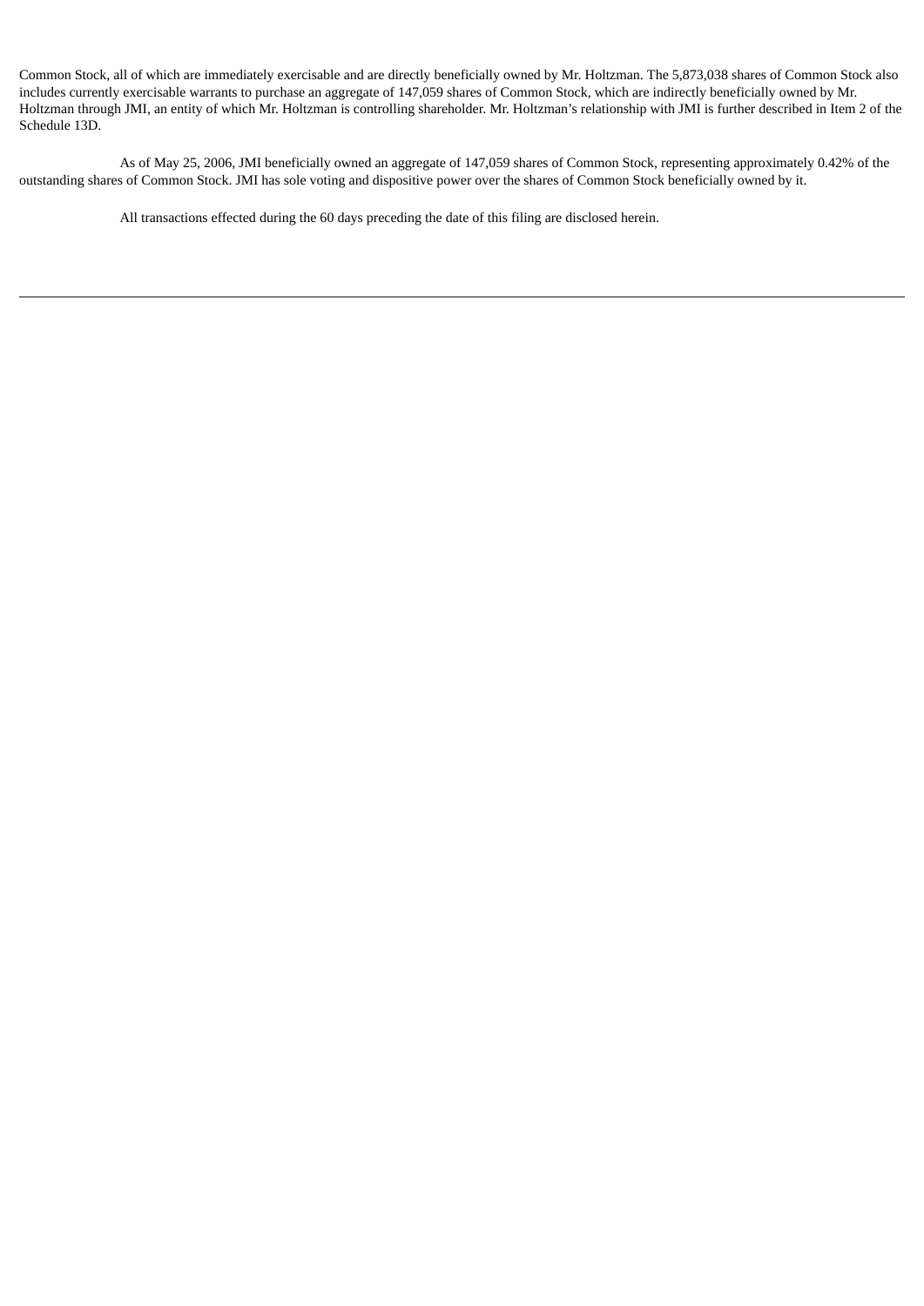Common Stock, all of which are immediately exercisable and are directly beneficially owned by Mr. Holtzman. The 5,873,038 shares of Common Stock also includes currently exercisable warrants to purchase an aggregate of 147,059 shares of Common Stock, which are indirectly beneficially owned by Mr. Holtzman through JMI, an entity of which Mr. Holtzman is controlling shareholder. Mr. Holtzman's relationship with JMI is further described in Item 2 of the Schedule 13D.

As of May 25, 2006, JMI beneficially owned an aggregate of 147,059 shares of Common Stock, representing approximately 0.42% of the outstanding shares of Common Stock. JMI has sole voting and dispositive power over the shares of Common Stock beneficially owned by it.

All transactions effected during the 60 days preceding the date of this filing are disclosed herein.

---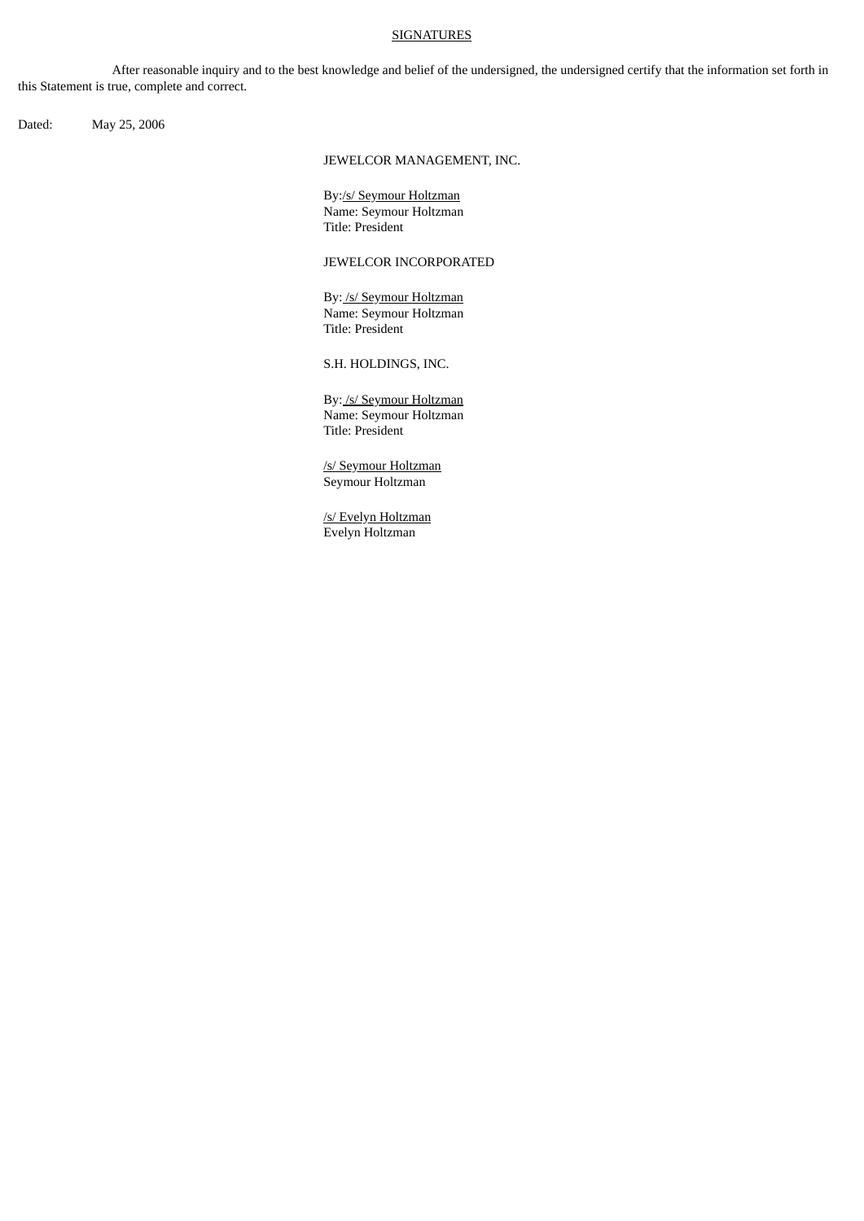SIGNATURES

After reasonable inquiry and to the best knowledge and belief of the undersigned, the undersigned certify that the information set forth in this Statement is true, complete and correct.

Dated: May 25, 2006

JEWELCOR MANAGEMENT, INC.

By:/s/ Seymour Holtzman
Name: Seymour Holtzman
Title: President

JEWELCOR INCORPORATED

By: /s/ Seymour Holtzman
Name: Seymour Holtzman
Title: President

S.H. HOLDINGS, INC.

By: /s/ Seymour Holtzman
Name: Seymour Holtzman
Title: President

/s/ Seymour Holtzman
Seymour Holtzman

/s/ Evelyn Holtzman
Evelyn Holtzman